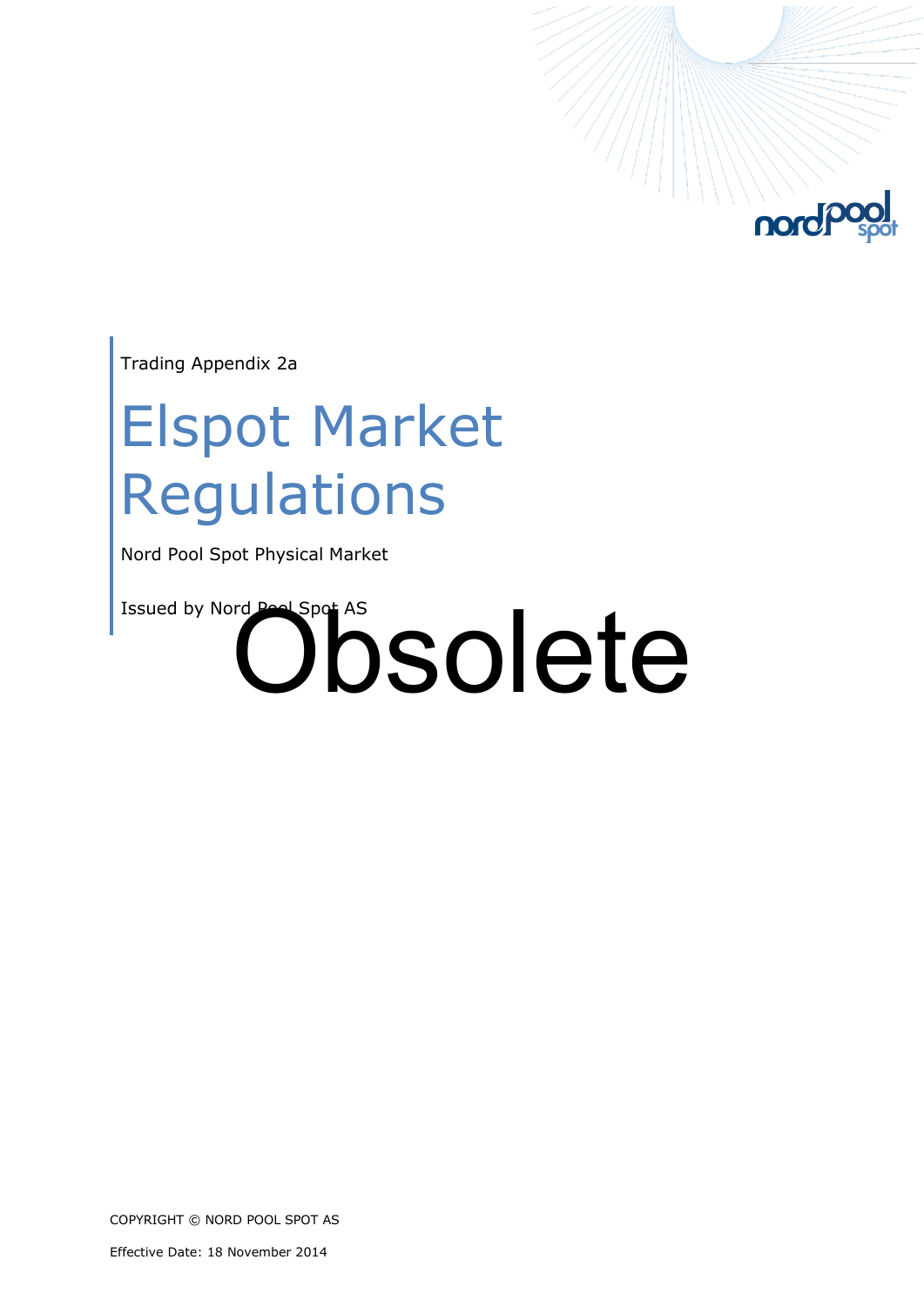Trading Appendix 2a

# Elspot Market Regulations

Nord Pool Spot Physical Market

Issued by Nord Pool Spot AS

Obsolete

COPYRIGHT © NORD POOL SPOT AS

Effective Date: 18 November 2014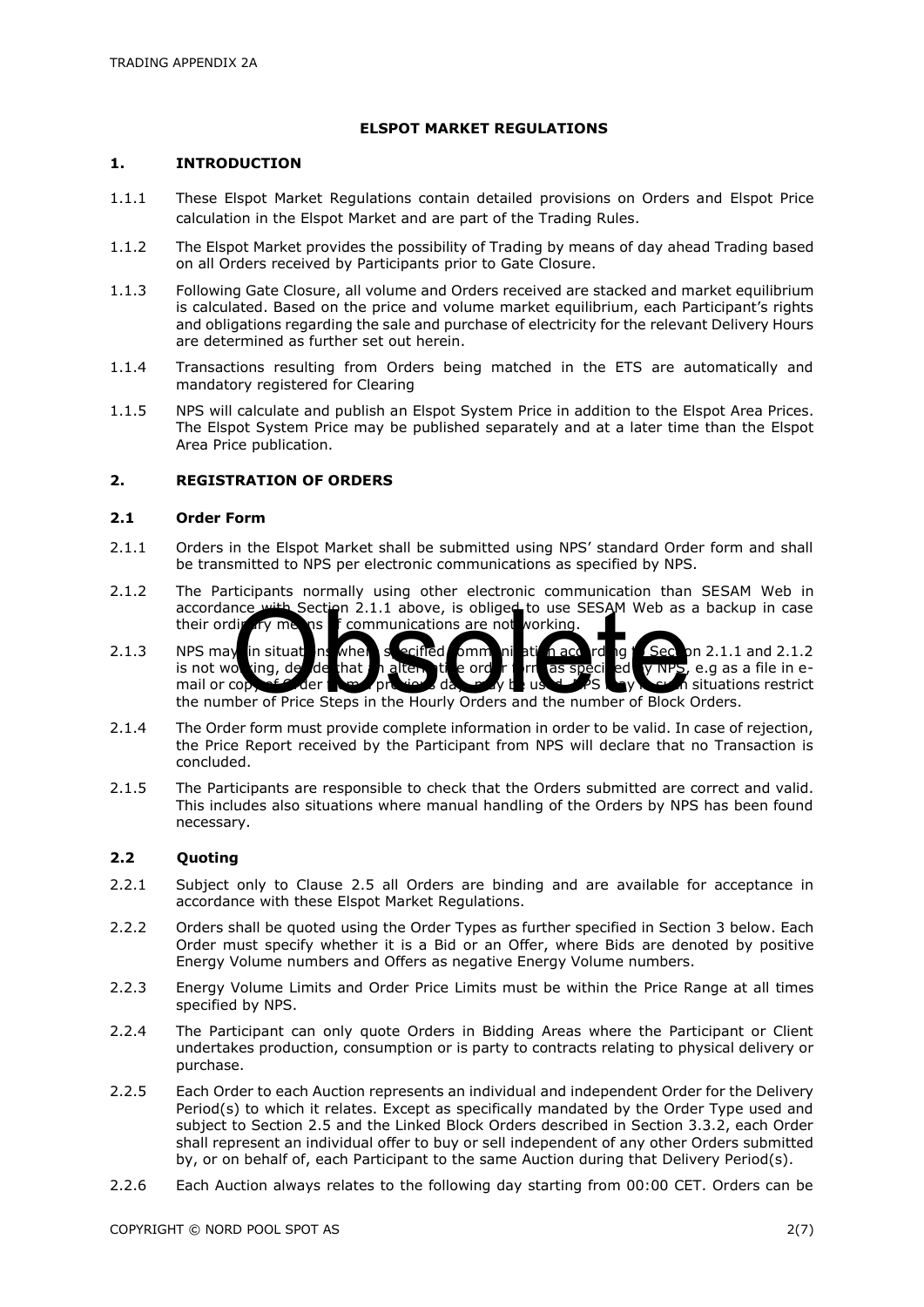# ELSPOT MARKET REGULATIONS

## 1. INTRODUCTION

1.1.1 These Elspot Market Regulations contain detailed provisions on Orders and Elspot Price calculation in the Elspot Market and are part of the Trading Rules.

1.1.2 The Elspot Market provides the possibility of Trading by means of day ahead Trading based on all Orders received by Participants prior to Gate Closure.

1.1.3 Following Gate Closure, all volume and Orders received are stacked and market equilibrium is calculated. Based on the price and volume market equilibrium, each Participant's rights and obligations regarding the sale and purchase of electricity for the relevant Delivery Hours are determined as further set out herein.

1.1.4 Transactions resulting from Orders being matched in the ETS are automatically and mandatory registered for Clearing

1.1.5 NPS will calculate and publish an Elspot System Price in addition to the Elspot Area Prices. The Elspot System Price may be published separately and at a later time than the Elspot Area Price publication.

## 2. REGISTRATION OF ORDERS

### 2.1 Order Form

2.1.1 Orders in the Elspot Market shall be submitted using NPS' standard Order form and shall be transmitted to NPS per electronic communications as specified by NPS.

2.1.2 The Participants normally using other electronic communication than SESAM Web in accordance with Section 2.1.1 above, is obliged to use SESAM Web as a backup in case their ordinary means of communications are not working.

2.1.3 NPS may in situations where specified communication according to Section 2.1.1 and 2.1.2 is not working, decide that an alternative order form as specified by NPS, e.g as a file in e-mail or copy of Order from previous day, may be used. NPS may in such situations restrict the number of Price Steps in the Hourly Orders and the number of Block Orders.

2.1.4 The Order form must provide complete information in order to be valid. In case of rejection, the Price Report received by the Participant from NPS will declare that no Transaction is concluded.

2.1.5 The Participants are responsible to check that the Orders submitted are correct and valid. This includes also situations where manual handling of the Orders by NPS has been found necessary.

### 2.2 Quoting

2.2.1 Subject only to Clause 2.5 all Orders are binding and are available for acceptance in accordance with these Elspot Market Regulations.

2.2.2 Orders shall be quoted using the Order Types as further specified in Section 3 below. Each Order must specify whether it is a Bid or an Offer, where Bids are denoted by positive Energy Volume numbers and Offers as negative Energy Volume numbers.

2.2.3 Energy Volume Limits and Order Price Limits must be within the Price Range at all times specified by NPS.

2.2.4 The Participant can only quote Orders in Bidding Areas where the Participant or Client undertakes production, consumption or is party to contracts relating to physical delivery or purchase.

2.2.5 Each Order to each Auction represents an individual and independent Order for the Delivery Period(s) to which it relates. Except as specifically mandated by the Order Type used and subject to Section 2.5 and the Linked Block Orders described in Section 3.3.2, each Order shall represent an individual offer to buy or sell independent of any other Orders submitted by, or on behalf of, each Participant to the same Auction during that Delivery Period(s).

2.2.6 Each Auction always relates to the following day starting from 00:00 CET. Orders can be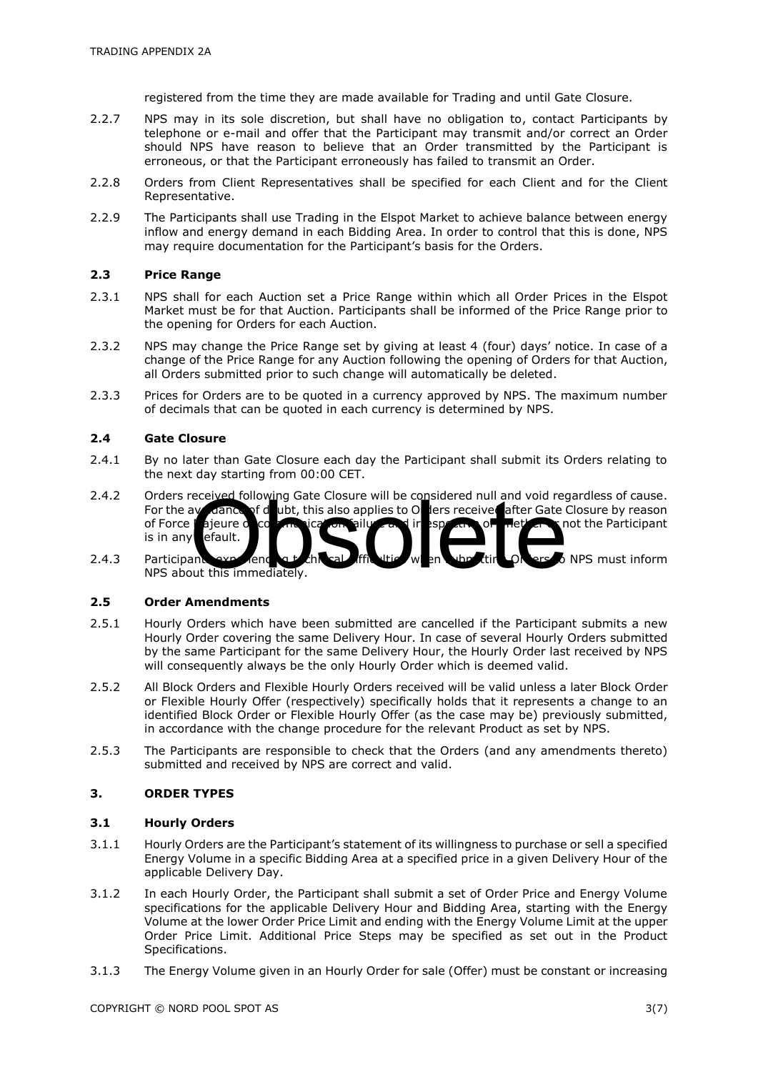registered from the time they are made available for Trading and until Gate Closure.

2.2.7 NPS may in its sole discretion, but shall have no obligation to, contact Participants by telephone or e-mail and offer that the Participant may transmit and/or correct an Order should NPS have reason to believe that an Order transmitted by the Participant is erroneous, or that the Participant erroneously has failed to transmit an Order.

2.2.8 Orders from Client Representatives shall be specified for each Client and for the Client Representative.

2.2.9 The Participants shall use Trading in the Elspot Market to achieve balance between energy inflow and energy demand in each Bidding Area. In order to control that this is done, NPS may require documentation for the Participant's basis for the Orders.

### 2.3 Price Range

2.3.1 NPS shall for each Auction set a Price Range within which all Order Prices in the Elspot Market must be for that Auction. Participants shall be informed of the Price Range prior to the opening for Orders for each Auction.

2.3.2 NPS may change the Price Range set by giving at least 4 (four) days' notice. In case of a change of the Price Range for any Auction following the opening of Orders for that Auction, all Orders submitted prior to such change will automatically be deleted.

2.3.3 Prices for Orders are to be quoted in a currency approved by NPS. The maximum number of decimals that can be quoted in each currency is determined by NPS.

### 2.4 Gate Closure

2.4.1 By no later than Gate Closure each day the Participant shall submit its Orders relating to the next day starting from 00:00 CET.

2.4.2 Orders received following Gate Closure will be considered null and void regardless of cause. For the avoidance of doubt, this also applies to Orders received after Gate Closure by reason of Force Majeure or communication failure and irrespective of whether or not the Participant is in any default.

2.4.3 Participants experiencing technical difficulties when submitting Orders to NPS must inform NPS about this immediately.

### 2.5 Order Amendments

2.5.1 Hourly Orders which have been submitted are cancelled if the Participant submits a new Hourly Order covering the same Delivery Hour. In case of several Hourly Orders submitted by the same Participant for the same Delivery Hour, the Hourly Order last received by NPS will consequently always be the only Hourly Order which is deemed valid.

2.5.2 All Block Orders and Flexible Hourly Orders received will be valid unless a later Block Order or Flexible Hourly Offer (respectively) specifically holds that it represents a change to an identified Block Order or Flexible Hourly Offer (as the case may be) previously submitted, in accordance with the change procedure for the relevant Product as set by NPS.

2.5.3 The Participants are responsible to check that the Orders (and any amendments thereto) submitted and received by NPS are correct and valid.

## 3. ORDER TYPES

### 3.1 Hourly Orders

3.1.1 Hourly Orders are the Participant's statement of its willingness to purchase or sell a specified Energy Volume in a specific Bidding Area at a specified price in a given Delivery Hour of the applicable Delivery Day.

3.1.2 In each Hourly Order, the Participant shall submit a set of Order Price and Energy Volume specifications for the applicable Delivery Hour and Bidding Area, starting with the Energy Volume at the lower Order Price Limit and ending with the Energy Volume Limit at the upper Order Price Limit. Additional Price Steps may be specified as set out in the Product Specifications.

3.1.3 The Energy Volume given in an Hourly Order for sale (Offer) must be constant or increasing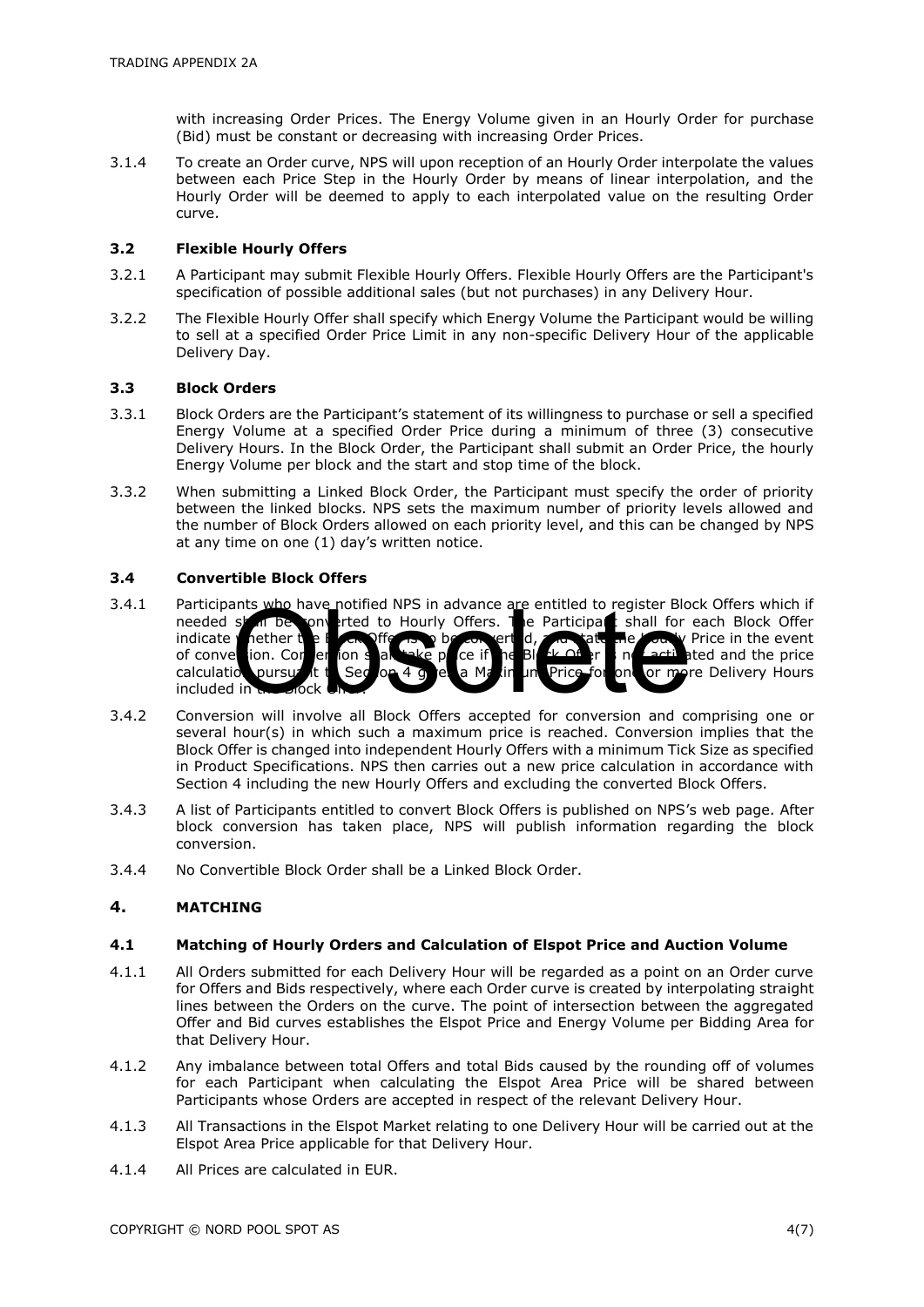with increasing Order Prices. The Energy Volume given in an Hourly Order for purchase (Bid) must be constant or decreasing with increasing Order Prices.

3.1.4 To create an Order curve, NPS will upon reception of an Hourly Order interpolate the values between each Price Step in the Hourly Order by means of linear interpolation, and the Hourly Order will be deemed to apply to each interpolated value on the resulting Order curve.

### 3.2 Flexible Hourly Offers

3.2.1 A Participant may submit Flexible Hourly Offers. Flexible Hourly Offers are the Participant's specification of possible additional sales (but not purchases) in any Delivery Hour.

3.2.2 The Flexible Hourly Offer shall specify which Energy Volume the Participant would be willing to sell at a specified Order Price Limit in any non-specific Delivery Hour of the applicable Delivery Day.

### 3.3 Block Orders

3.3.1 Block Orders are the Participant's statement of its willingness to purchase or sell a specified Energy Volume at a specified Order Price during a minimum of three (3) consecutive Delivery Hours. In the Block Order, the Participant shall submit an Order Price, the hourly Energy Volume per block and the start and stop time of the block.

3.3.2 When submitting a Linked Block Order, the Participant must specify the order of priority between the linked blocks. NPS sets the maximum number of priority levels allowed and the number of Block Orders allowed on each priority level, and this can be changed by NPS at any time on one (1) day's written notice.

### 3.4 Convertible Block Offers

3.4.1 Participants who have notified NPS in advance are entitled to register Block Offers which if needed shall be converted to Hourly Offers. The Participant shall for each Block Offer indicate whether the Block Offer is to be converted, and state the Hourly Price in the event of conversion. Conversion shall take place if the Block Offer is not activated and the price calculation pursuant to Section 4 gives a Maximum Price for one or more Delivery Hours included in the Block Offer.

3.4.2 Conversion will involve all Block Offers accepted for conversion and comprising one or several hour(s) in which such a maximum price is reached. Conversion implies that the Block Offer is changed into independent Hourly Offers with a minimum Tick Size as specified in Product Specifications. NPS then carries out a new price calculation in accordance with Section 4 including the new Hourly Offers and excluding the converted Block Offers.

3.4.3 A list of Participants entitled to convert Block Offers is published on NPS's web page. After block conversion has taken place, NPS will publish information regarding the block conversion.

3.4.4 No Convertible Block Order shall be a Linked Block Order.

## 4. MATCHING

### 4.1 Matching of Hourly Orders and Calculation of Elspot Price and Auction Volume

4.1.1 All Orders submitted for each Delivery Hour will be regarded as a point on an Order curve for Offers and Bids respectively, where each Order curve is created by interpolating straight lines between the Orders on the curve. The point of intersection between the aggregated Offer and Bid curves establishes the Elspot Price and Energy Volume per Bidding Area for that Delivery Hour.

4.1.2 Any imbalance between total Offers and total Bids caused by the rounding off of volumes for each Participant when calculating the Elspot Area Price will be shared between Participants whose Orders are accepted in respect of the relevant Delivery Hour.

4.1.3 All Transactions in the Elspot Market relating to one Delivery Hour will be carried out at the Elspot Area Price applicable for that Delivery Hour.

4.1.4 All Prices are calculated in EUR.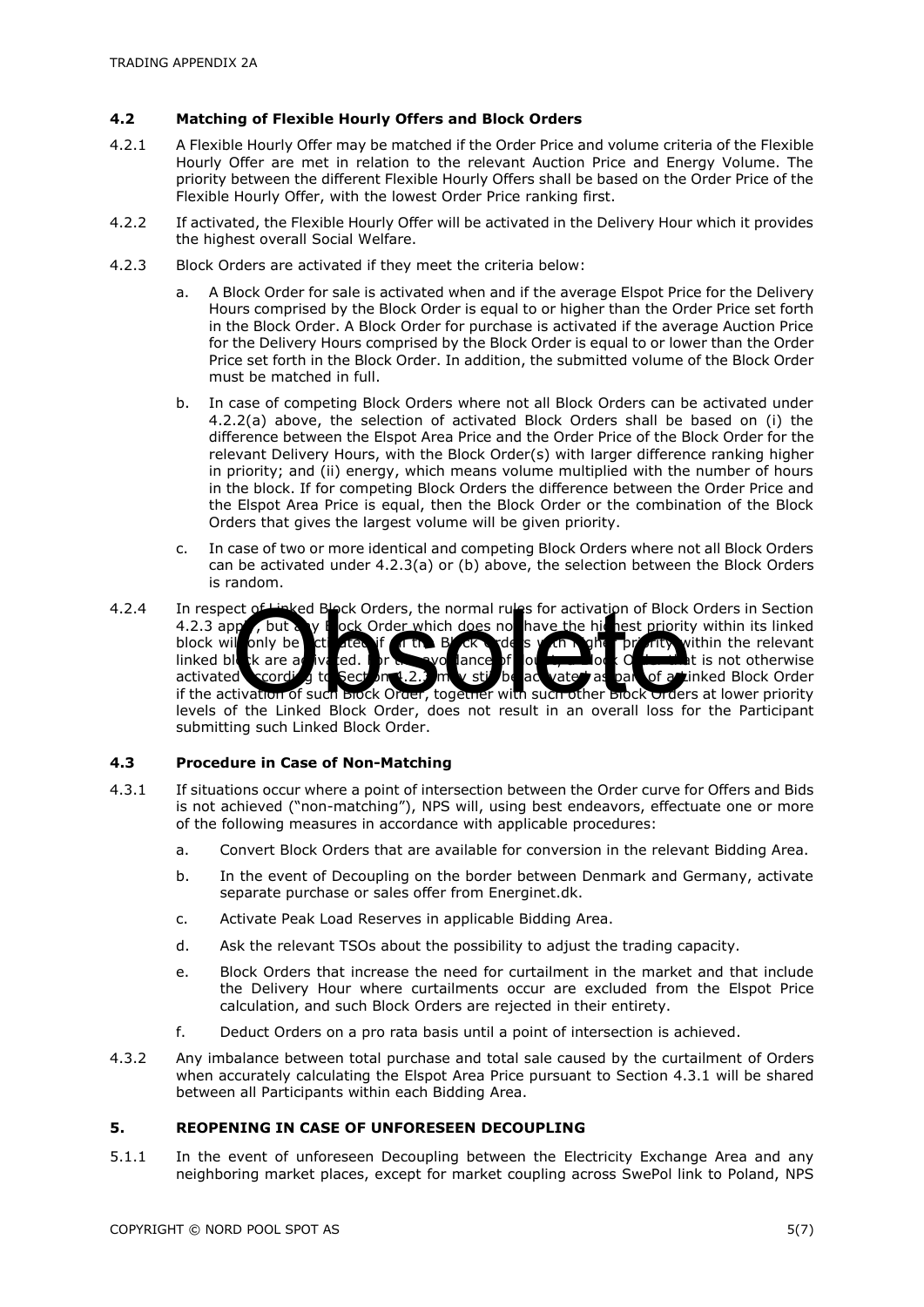### 4.2 Matching of Flexible Hourly Offers and Block Orders

4.2.1 A Flexible Hourly Offer may be matched if the Order Price and volume criteria of the Flexible Hourly Offer are met in relation to the relevant Auction Price and Energy Volume. The priority between the different Flexible Hourly Offers shall be based on the Order Price of the Flexible Hourly Offer, with the lowest Order Price ranking first.

4.2.2 If activated, the Flexible Hourly Offer will be activated in the Delivery Hour which it provides the highest overall Social Welfare.

4.2.3 Block Orders are activated if they meet the criteria below:

a. A Block Order for sale is activated when and if the average Elspot Price for the Delivery Hours comprised by the Block Order is equal to or higher than the Order Price set forth in the Block Order. A Block Order for purchase is activated if the average Auction Price for the Delivery Hours comprised by the Block Order is equal to or lower than the Order Price set forth in the Block Order. In addition, the submitted volume of the Block Order must be matched in full.

b. In case of competing Block Orders where not all Block Orders can be activated under 4.2.2(a) above, the selection of activated Block Orders shall be based on (i) the difference between the Elspot Area Price and the Order Price of the Block Order for the relevant Delivery Hours, with the Block Order(s) with larger difference ranking higher in priority; and (ii) energy, which means volume multiplied with the number of hours in the block. If for competing Block Orders the difference between the Order Price and the Elspot Area Price is equal, then the Block Order or the combination of the Block Orders that gives the largest volume will be given priority.

c. In case of two or more identical and competing Block Orders where not all Block Orders can be activated under 4.2.3(a) or (b) above, the selection between the Block Orders is random.

4.2.4 In respect of Linked Block Orders, the normal rules for activation of Block Orders in Section 4.2.3 apply, but any Block Order which does not have the highest priority within its linked block will only be activated if all the Block Orders with higher priority within the relevant linked block are activated. For the avoidance of doubt, a Block Order that is not otherwise activated according to Section 4.2.3 may still be activated as part of a Linked Block Order if the activation of such Block Order, together with such other Block Orders at lower priority levels of the Linked Block Order, does not result in an overall loss for the Participant submitting such Linked Block Order.

### 4.3 Procedure in Case of Non-Matching

4.3.1 If situations occur where a point of intersection between the Order curve for Offers and Bids is not achieved ("non-matching"), NPS will, using best endeavors, effectuate one or more of the following measures in accordance with applicable procedures:

a. Convert Block Orders that are available for conversion in the relevant Bidding Area.

b. In the event of Decoupling on the border between Denmark and Germany, activate separate purchase or sales offer from Energinet.dk.

c. Activate Peak Load Reserves in applicable Bidding Area.

d. Ask the relevant TSOs about the possibility to adjust the trading capacity.

e. Block Orders that increase the need for curtailment in the market and that include the Delivery Hour where curtailments occur are excluded from the Elspot Price calculation, and such Block Orders are rejected in their entirety.

f. Deduct Orders on a pro rata basis until a point of intersection is achieved.

4.3.2 Any imbalance between total purchase and total sale caused by the curtailment of Orders when accurately calculating the Elspot Area Price pursuant to Section 4.3.1 will be shared between all Participants within each Bidding Area.

## 5. REOPENING IN CASE OF UNFORESEEN DECOUPLING

5.1.1 In the event of unforeseen Decoupling between the Electricity Exchange Area and any neighboring market places, except for market coupling across SwePol link to Poland, NPS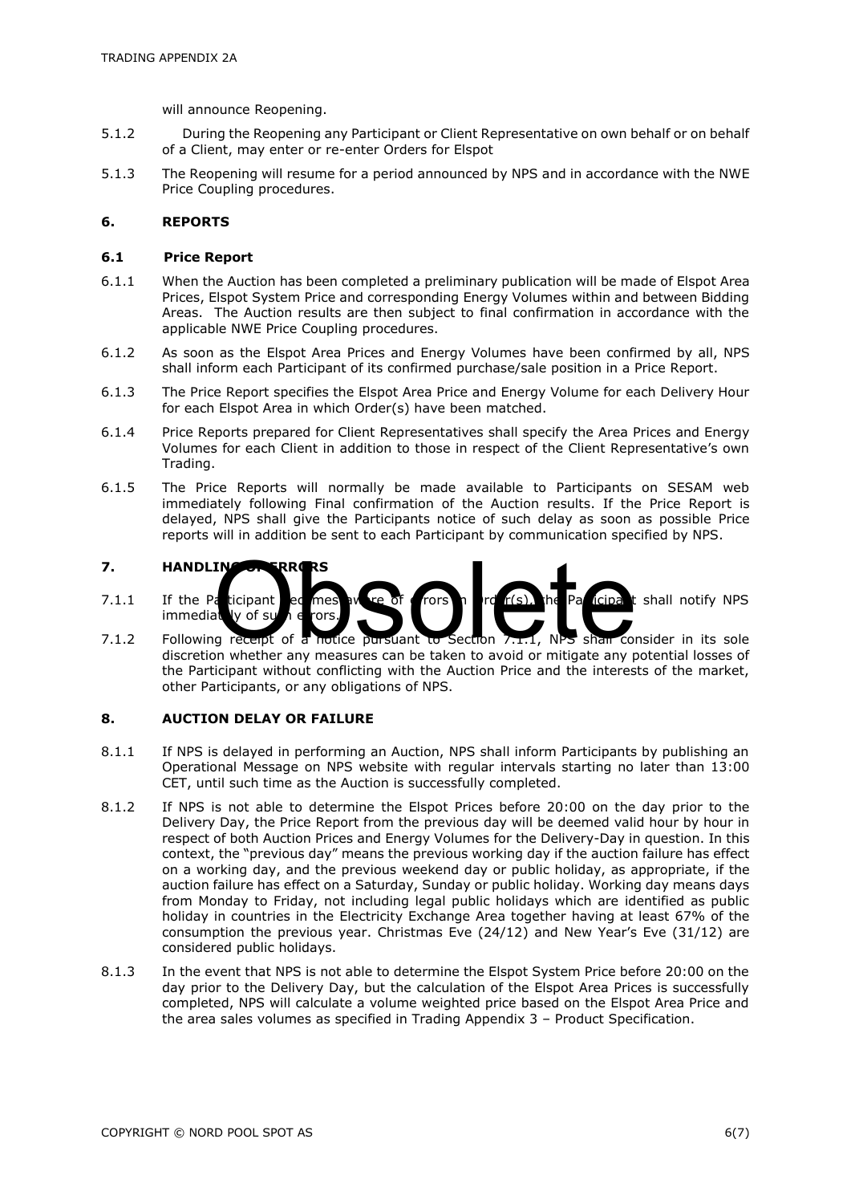will announce Reopening.

5.1.2 During the Reopening any Participant or Client Representative on own behalf or on behalf of a Client, may enter or re-enter Orders for Elspot

5.1.3 The Reopening will resume for a period announced by NPS and in accordance with the NWE Price Coupling procedures.

## 6. REPORTS

### 6.1 Price Report

6.1.1 When the Auction has been completed a preliminary publication will be made of Elspot Area Prices, Elspot System Price and corresponding Energy Volumes within and between Bidding Areas. The Auction results are then subject to final confirmation in accordance with the applicable NWE Price Coupling procedures.

6.1.2 As soon as the Elspot Area Prices and Energy Volumes have been confirmed by all, NPS shall inform each Participant of its confirmed purchase/sale position in a Price Report.

6.1.3 The Price Report specifies the Elspot Area Price and Energy Volume for each Delivery Hour for each Elspot Area in which Order(s) have been matched.

6.1.4 Price Reports prepared for Client Representatives shall specify the Area Prices and Energy Volumes for each Client in addition to those in respect of the Client Representative's own Trading.

6.1.5 The Price Reports will normally be made available to Participants on SESAM web immediately following Final confirmation of the Auction results. If the Price Report is delayed, NPS shall give the Participants notice of such delay as soon as possible Price reports will in addition be sent to each Participant by communication specified by NPS.

## 7. HANDLING OF ERRORS

Obsolete

7.1.1 If the Participant becomes aware of errors in Order(s), the Participant shall notify NPS immediately of such errors.

7.1.2 Following receipt of a notice pursuant to Section 7.1.1, NPS shall consider in its sole discretion whether any measures can be taken to avoid or mitigate any potential losses of the Participant without conflicting with the Auction Price and the interests of the market, other Participants, or any obligations of NPS.

## 8. AUCTION DELAY OR FAILURE

8.1.1 If NPS is delayed in performing an Auction, NPS shall inform Participants by publishing an Operational Message on NPS website with regular intervals starting no later than 13:00 CET, until such time as the Auction is successfully completed.

8.1.2 If NPS is not able to determine the Elspot Prices before 20:00 on the day prior to the Delivery Day, the Price Report from the previous day will be deemed valid hour by hour in respect of both Auction Prices and Energy Volumes for the Delivery-Day in question. In this context, the "previous day" means the previous working day if the auction failure has effect on a working day, and the previous weekend day or public holiday, as appropriate, if the auction failure has effect on a Saturday, Sunday or public holiday. Working day means days from Monday to Friday, not including legal public holidays which are identified as public holiday in countries in the Electricity Exchange Area together having at least 67% of the consumption the previous year. Christmas Eve (24/12) and New Year's Eve (31/12) are considered public holidays.

8.1.3 In the event that NPS is not able to determine the Elspot System Price before 20:00 on the day prior to the Delivery Day, but the calculation of the Elspot Area Prices is successfully completed, NPS will calculate a volume weighted price based on the Elspot Area Price and the area sales volumes as specified in Trading Appendix 3 – Product Specification.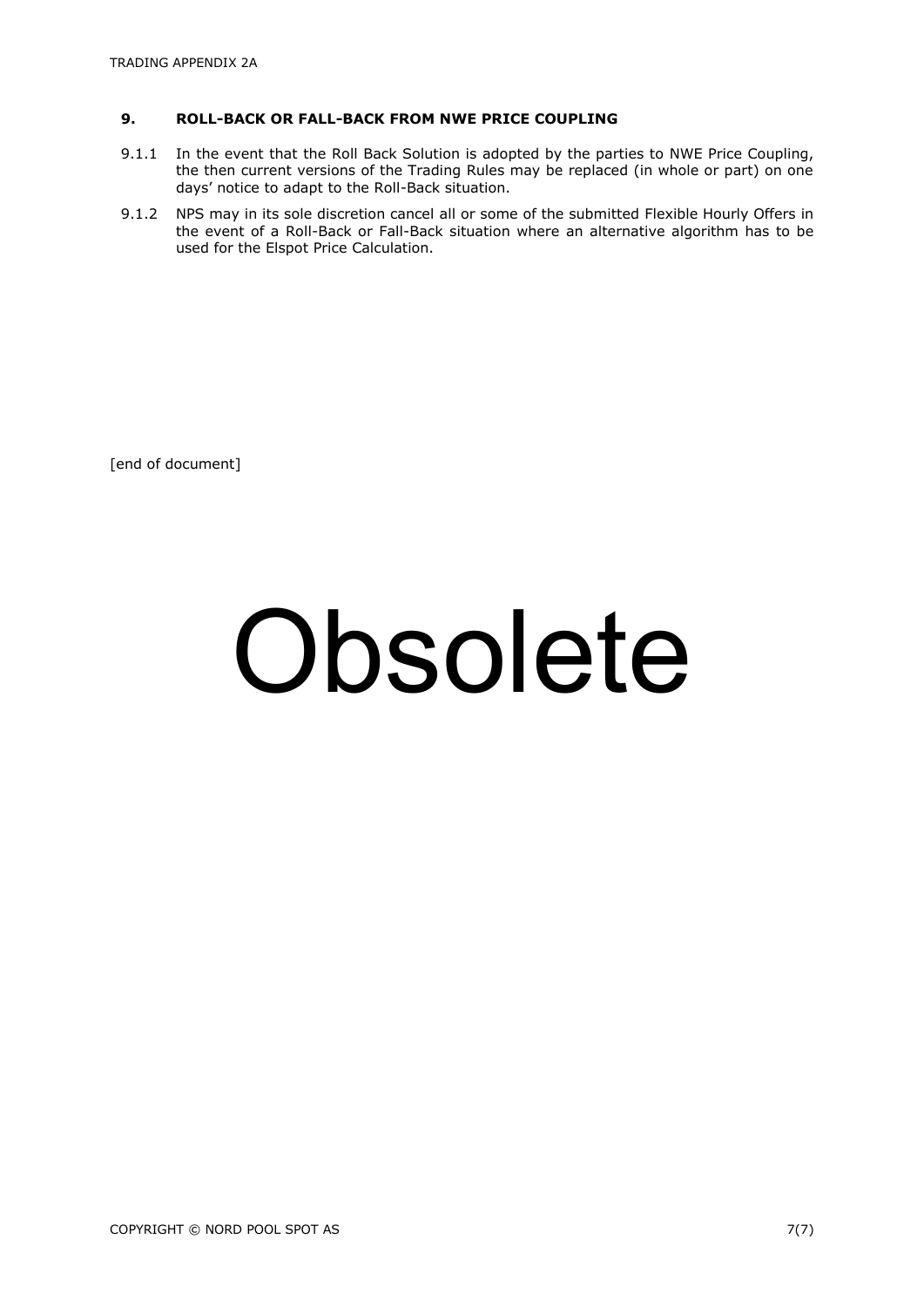## 9. ROLL-BACK OR FALL-BACK FROM NWE PRICE COUPLING

9.1.1 In the event that the Roll Back Solution is adopted by the parties to NWE Price Coupling, the then current versions of the Trading Rules may be replaced (in whole or part) on one days' notice to adapt to the Roll-Back situation.

9.1.2 NPS may in its sole discretion cancel all or some of the submitted Flexible Hourly Offers in the event of a Roll-Back or Fall-Back situation where an alternative algorithm has to be used for the Elspot Price Calculation.

[end of document]

Obsolete